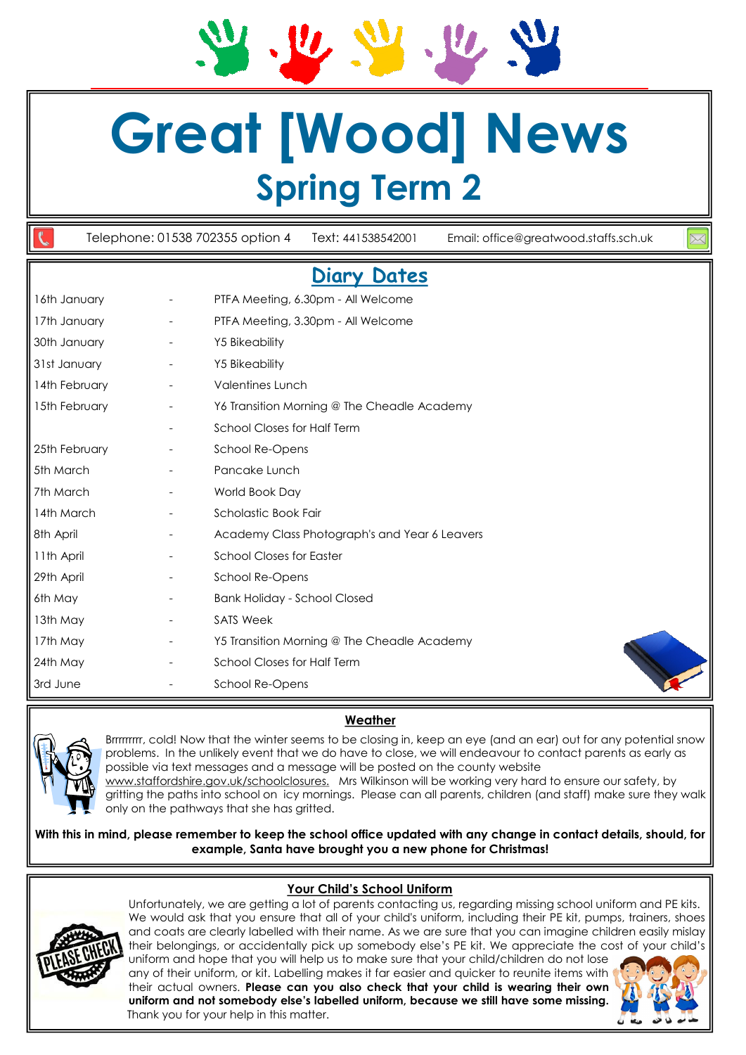# Great [Wood] News

## Spring Term 2

Telephone: 01538 702355 option 4    Text: 441538542001    Email: office@greatwood.staffs.sch.uk

## Diary Dates

| | | |
|---|---|---|
| 16th January | - | PTFA Meeting, 6.30pm - All Welcome |
| 17th January | - | PTFA Meeting, 3.30pm - All Welcome |
| 30th January | - | Y5 Bikeability |
| 31st January | - | Y5 Bikeability |
| 14th February | - | Valentines Lunch |
| 15th February | - | Y6 Transition Morning @ The Cheadle Academy |
| | - | School Closes for Half Term |
| 25th February | - | School Re-Opens |
| 5th March | - | Pancake Lunch |
| 7th March | - | World Book Day |
| 14th March | - | Scholastic Book Fair |
| 8th April | - | Academy Class Photograph's and Year 6 Leavers |
| 11th April | - | School Closes for Easter |
| 29th April | - | School Re-Opens |
| 6th May | - | Bank Holiday - School Closed |
| 13th May | - | SATS Week |
| 17th May | - | Y5 Transition Morning @ The Cheadle Academy |
| 24th May | - | School Closes for Half Term |
| 3rd June | - | School Re-Opens |

### Weather

Brrrrrrrr, cold! Now that the winter seems to be closing in, keep an eye (and an ear) out for any potential snow problems. In the unlikely event that we do have to close, we will endeavour to contact parents as early as possible via text messages and a message will be posted on the county website www.staffordshire.gov.uk/schoolclosures. Mrs Wilkinson will be working very hard to ensure our safety, by gritting the paths into school on icy mornings. Please can all parents, children (and staff) make sure they walk only on the pathways that she has gritted.

**With this in mind, please remember to keep the school office updated with any change in contact details, should, for example, Santa have brought you a new phone for Christmas!**

### Your Child's School Uniform

Unfortunately, we are getting a lot of parents contacting us, regarding missing school uniform and PE kits. We would ask that you ensure that all of your child's uniform, including their PE kit, pumps, trainers, shoes and coats are clearly labelled with their name. As we are sure that you can imagine children easily mislay their belongings, or accidentally pick up somebody else's PE kit. We appreciate the cost of your child's uniform and hope that you will help us to make sure that your child/children do not lose any of their uniform, or kit. Labelling makes it far easier and quicker to reunite items with their actual owners. **Please can you also check that your child is wearing their own uniform and not somebody else's labelled uniform, because we still have some missing.** Thank you for your help in this matter.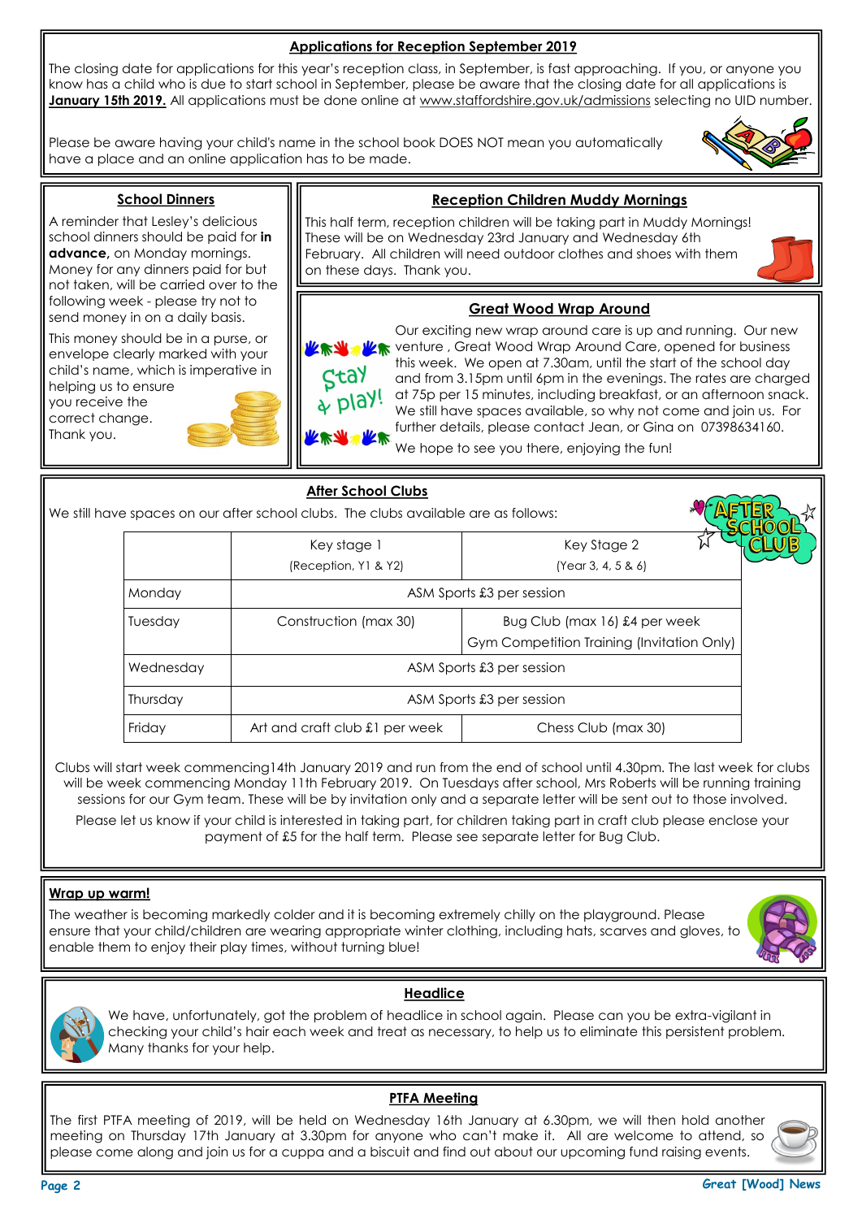## Applications for Reception September 2019

The closing date for applications for this year's reception class, in September, is fast approaching. If you, or anyone you know has a child who is due to start school in September, please be aware that the closing date for all applications is **January 15th 2019.** All applications must be done online at www.staffordshire.gov.uk/admissions selecting no UID number.

Please be aware having your child's name in the school book DOES NOT mean you automatically have a place and an online application has to be made.

## School Dinners

A reminder that Lesley's delicious school dinners should be paid for **in advance,** on Monday mornings. Money for any dinners paid for but not taken, will be carried over to the following week - please try not to send money in on a daily basis.

This money should be in a purse, or envelope clearly marked with your child's name, which is imperative in helping us to ensure you receive the correct change. Thank you.

## Reception Children Muddy Mornings

This half term, reception children will be taking part in Muddy Mornings! These will be on Wednesday 23rd January and Wednesday 6th February. All children will need outdoor clothes and shoes with them on these days. Thank you.

## Great Wood Wrap Around

Stay & play!

Our exciting new wrap around care is up and running. Our new venture , Great Wood Wrap Around Care, opened for business this week. We open at 7.30am, until the start of the school day and from 3.15pm until 6pm in the evenings. The rates are charged at 75p per 15 minutes, including breakfast, or an afternoon snack. We still have spaces available, so why not come and join us. For further details, please contact Jean, or Gina on 07398634160.

We hope to see you there, enjoying the fun!

## After School Clubs

We still have spaces on our after school clubs. The clubs available are as follows:

| | Key stage 1 (Reception, Y1 & Y2) | Key Stage 2 (Year 3, 4, 5 & 6) |
|---|---|---|
| Monday | ASM Sports £3 per session | |
| Tuesday | Construction (max 30) | Bug Club (max 16) £4 per week<br>Gym Competition Training (Invitation Only) |
| Wednesday | ASM Sports £3 per session | |
| Thursday | ASM Sports £3 per session | |
| Friday | Art and craft club £1 per week | Chess Club (max 30) |

Clubs will start week commencing14th January 2019 and run from the end of school until 4.30pm. The last week for clubs will be week commencing Monday 11th February 2019. On Tuesdays after school, Mrs Roberts will be running training sessions for our Gym team. These will be by invitation only and a separate letter will be sent out to those involved.

Please let us know if your child is interested in taking part, for children taking part in craft club please enclose your payment of £5 for the half term. Please see separate letter for Bug Club.

## Wrap up warm!

The weather is becoming markedly colder and it is becoming extremely chilly on the playground. Please ensure that your child/children are wearing appropriate winter clothing, including hats, scarves and gloves, to enable them to enjoy their play times, without turning blue!

## Headlice

We have, unfortunately, got the problem of headlice in school again. Please can you be extra-vigilant in checking your child's hair each week and treat as necessary, to help us to eliminate this persistent problem. Many thanks for your help.

## PTFA Meeting

The first PTFA meeting of 2019, will be held on Wednesday 16th January at 6.30pm, we will then hold another meeting on Thursday 17th January at 3.30pm for anyone who can't make it. All are welcome to attend, so please come along and join us for a cuppa and a biscuit and find out about our upcoming fund raising events.